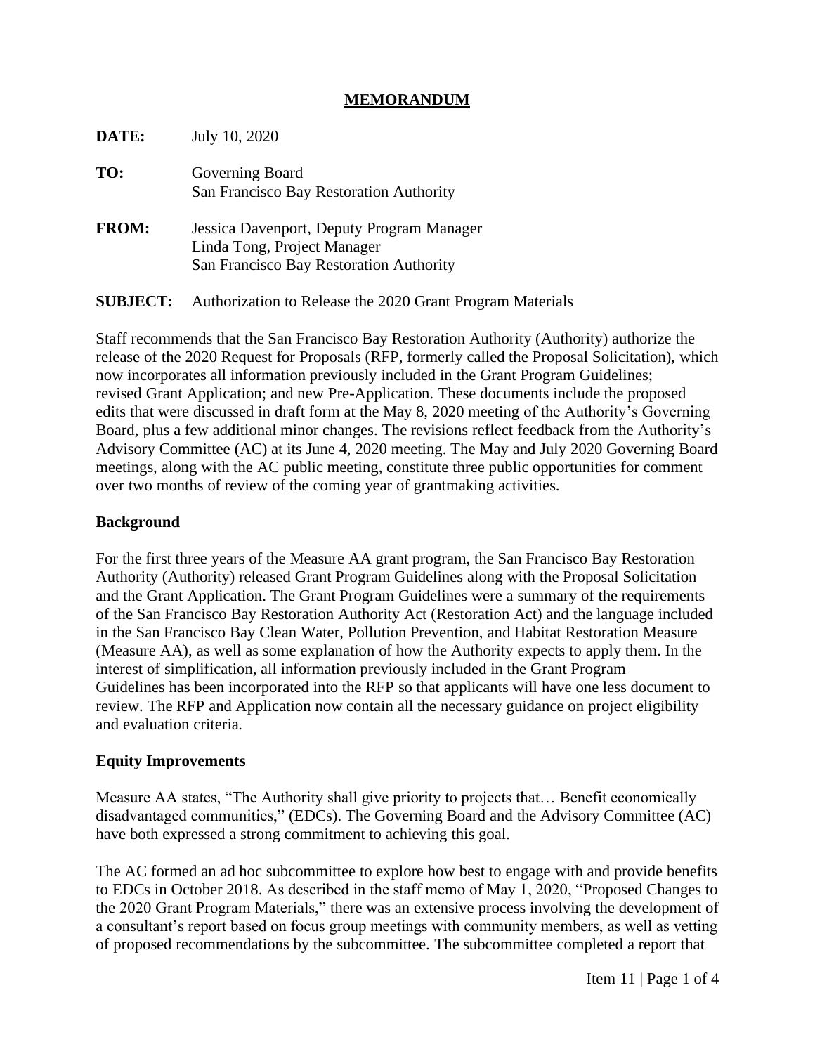# MEMORANDUM

**DATE:** July 10, 2020

**TO:** Governing Board
San Francisco Bay Restoration Authority

**FROM:** Jessica Davenport, Deputy Program Manager
Linda Tong, Project Manager
San Francisco Bay Restoration Authority

**SUBJECT:** Authorization to Release the 2020 Grant Program Materials

Staff recommends that the San Francisco Bay Restoration Authority (Authority) authorize the release of the 2020 Request for Proposals (RFP, formerly called the Proposal Solicitation), which now incorporates all information previously included in the Grant Program Guidelines; revised Grant Application; and new Pre-Application. These documents include the proposed edits that were discussed in draft form at the May 8, 2020 meeting of the Authority's Governing Board, plus a few additional minor changes. The revisions reflect feedback from the Authority's Advisory Committee (AC) at its June 4, 2020 meeting. The May and July 2020 Governing Board meetings, along with the AC public meeting, constitute three public opportunities for comment over two months of review of the coming year of grantmaking activities.

## Background

For the first three years of the Measure AA grant program, the San Francisco Bay Restoration Authority (Authority) released Grant Program Guidelines along with the Proposal Solicitation and the Grant Application. The Grant Program Guidelines were a summary of the requirements of the San Francisco Bay Restoration Authority Act (Restoration Act) and the language included in the San Francisco Bay Clean Water, Pollution Prevention, and Habitat Restoration Measure (Measure AA), as well as some explanation of how the Authority expects to apply them. In the interest of simplification, all information previously included in the Grant Program Guidelines has been incorporated into the RFP so that applicants will have one less document to review. The RFP and Application now contain all the necessary guidance on project eligibility and evaluation criteria.

## Equity Improvements

Measure AA states, "The Authority shall give priority to projects that… Benefit economically disadvantaged communities," (EDCs). The Governing Board and the Advisory Committee (AC) have both expressed a strong commitment to achieving this goal.

The AC formed an ad hoc subcommittee to explore how best to engage with and provide benefits to EDCs in October 2018. As described in the staff memo of May 1, 2020, "Proposed Changes to the 2020 Grant Program Materials," there was an extensive process involving the development of a consultant's report based on focus group meetings with community members, as well as vetting of proposed recommendations by the subcommittee. The subcommittee completed a report that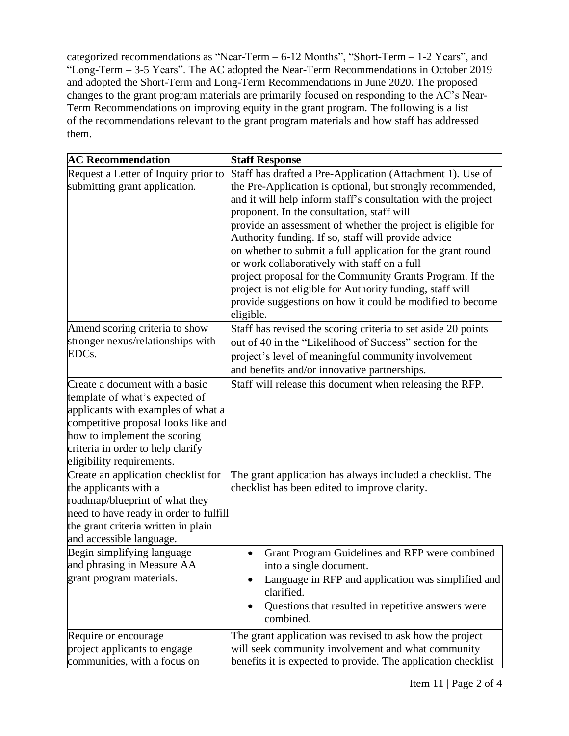categorized recommendations as "Near-Term – 6-12 Months", "Short-Term – 1-2 Years", and "Long-Term – 3-5 Years". The AC adopted the Near-Term Recommendations in October 2019 and adopted the Short-Term and Long-Term Recommendations in June 2020. The proposed changes to the grant program materials are primarily focused on responding to the AC's Near-Term Recommendations on improving equity in the grant program. The following is a list of the recommendations relevant to the grant program materials and how staff has addressed them.

| AC Recommendation | Staff Response |
|---|---|
| Request a Letter of Inquiry prior to submitting grant application. | Staff has drafted a Pre-Application (Attachment 1). Use of the Pre-Application is optional, but strongly recommended, and it will help inform staff's consultation with the project proponent. In the consultation, staff will provide an assessment of whether the project is eligible for Authority funding. If so, staff will provide advice on whether to submit a full application for the grant round or work collaboratively with staff on a full project proposal for the Community Grants Program. If the project is not eligible for Authority funding, staff will provide suggestions on how it could be modified to become eligible. |
| Amend scoring criteria to show stronger nexus/relationships with EDCs. | Staff has revised the scoring criteria to set aside 20 points out of 40 in the "Likelihood of Success" section for the project's level of meaningful community involvement and benefits and/or innovative partnerships. |
| Create a document with a basic template of what's expected of applicants with examples of what a competitive proposal looks like and how to implement the scoring criteria in order to help clarify eligibility requirements. | Staff will release this document when releasing the RFP. |
| Create an application checklist for the applicants with a roadmap/blueprint of what they need to have ready in order to fulfill the grant criteria written in plain and accessible language. | The grant application has always included a checklist. The checklist has been edited to improve clarity. |
| Begin simplifying language and phrasing in Measure AA grant program materials. | • Grant Program Guidelines and RFP were combined into a single document.<br>• Language in RFP and application was simplified and clarified.<br>• Questions that resulted in repetitive answers were combined. |
| Require or encourage project applicants to engage communities, with a focus on | The grant application was revised to ask how the project will seek community involvement and what community benefits it is expected to provide. The application checklist |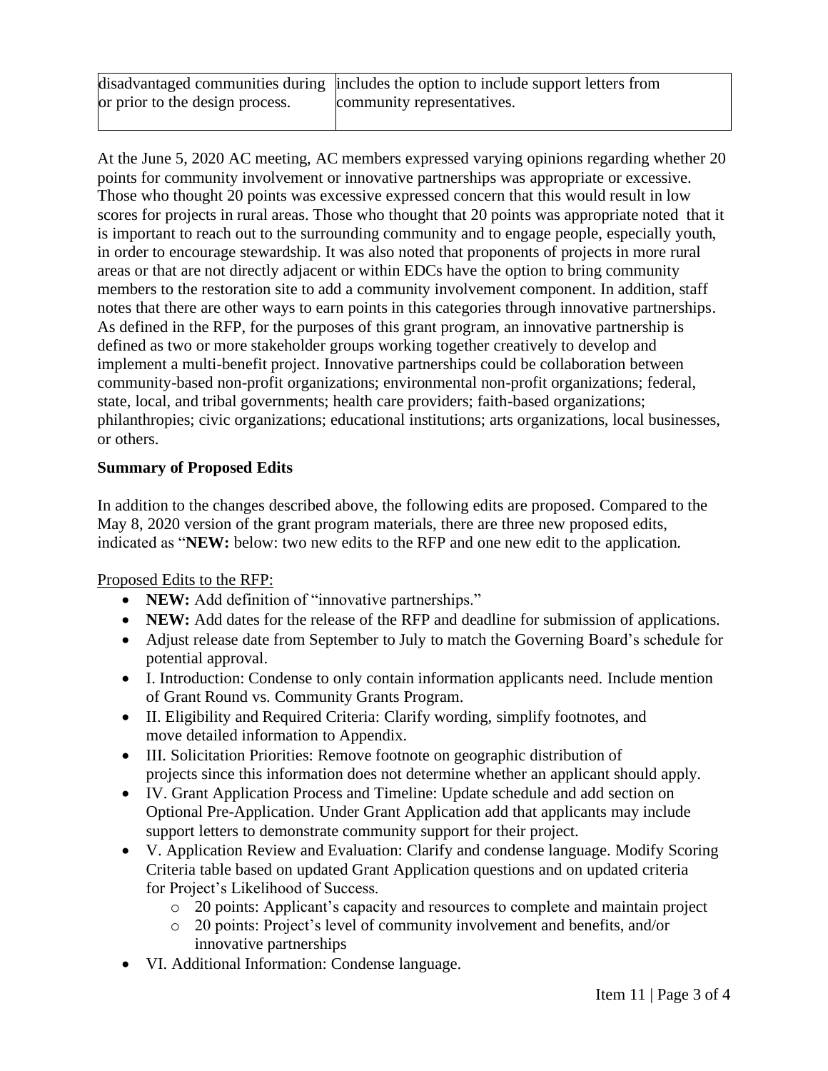| disadvantaged communities during or prior to the design process. | includes the option to include support letters from community representatives. |
|---|---|

At the June 5, 2020 AC meeting, AC members expressed varying opinions regarding whether 20 points for community involvement or innovative partnerships was appropriate or excessive. Those who thought 20 points was excessive expressed concern that this would result in low scores for projects in rural areas. Those who thought that 20 points was appropriate noted that it is important to reach out to the surrounding community and to engage people, especially youth, in order to encourage stewardship. It was also noted that proponents of projects in more rural areas or that are not directly adjacent or within EDCs have the option to bring community members to the restoration site to add a community involvement component. In addition, staff notes that there are other ways to earn points in this categories through innovative partnerships. As defined in the RFP, for the purposes of this grant program, an innovative partnership is defined as two or more stakeholder groups working together creatively to develop and implement a multi-benefit project. Innovative partnerships could be collaboration between community-based non-profit organizations; environmental non-profit organizations; federal, state, local, and tribal governments; health care providers; faith-based organizations; philanthropies; civic organizations; educational institutions; arts organizations, local businesses, or others.

**Summary of Proposed Edits**

In addition to the changes described above, the following edits are proposed. Compared to the May 8, 2020 version of the grant program materials, there are three new proposed edits, indicated as "**NEW:** below: two new edits to the RFP and one new edit to the application.

Proposed Edits to the RFP:

- **NEW:** Add definition of "innovative partnerships."
- **NEW:** Add dates for the release of the RFP and deadline for submission of applications.
- Adjust release date from September to July to match the Governing Board's schedule for potential approval.
- I. Introduction: Condense to only contain information applicants need. Include mention of Grant Round vs. Community Grants Program.
- II. Eligibility and Required Criteria: Clarify wording, simplify footnotes, and move detailed information to Appendix.
- III. Solicitation Priorities: Remove footnote on geographic distribution of projects since this information does not determine whether an applicant should apply.
- IV. Grant Application Process and Timeline: Update schedule and add section on Optional Pre-Application. Under Grant Application add that applicants may include support letters to demonstrate community support for their project.
- V. Application Review and Evaluation: Clarify and condense language. Modify Scoring Criteria table based on updated Grant Application questions and on updated criteria for Project's Likelihood of Success.
    - 20 points: Applicant's capacity and resources to complete and maintain project
    - 20 points: Project's level of community involvement and benefits, and/or innovative partnerships
- VI. Additional Information: Condense language.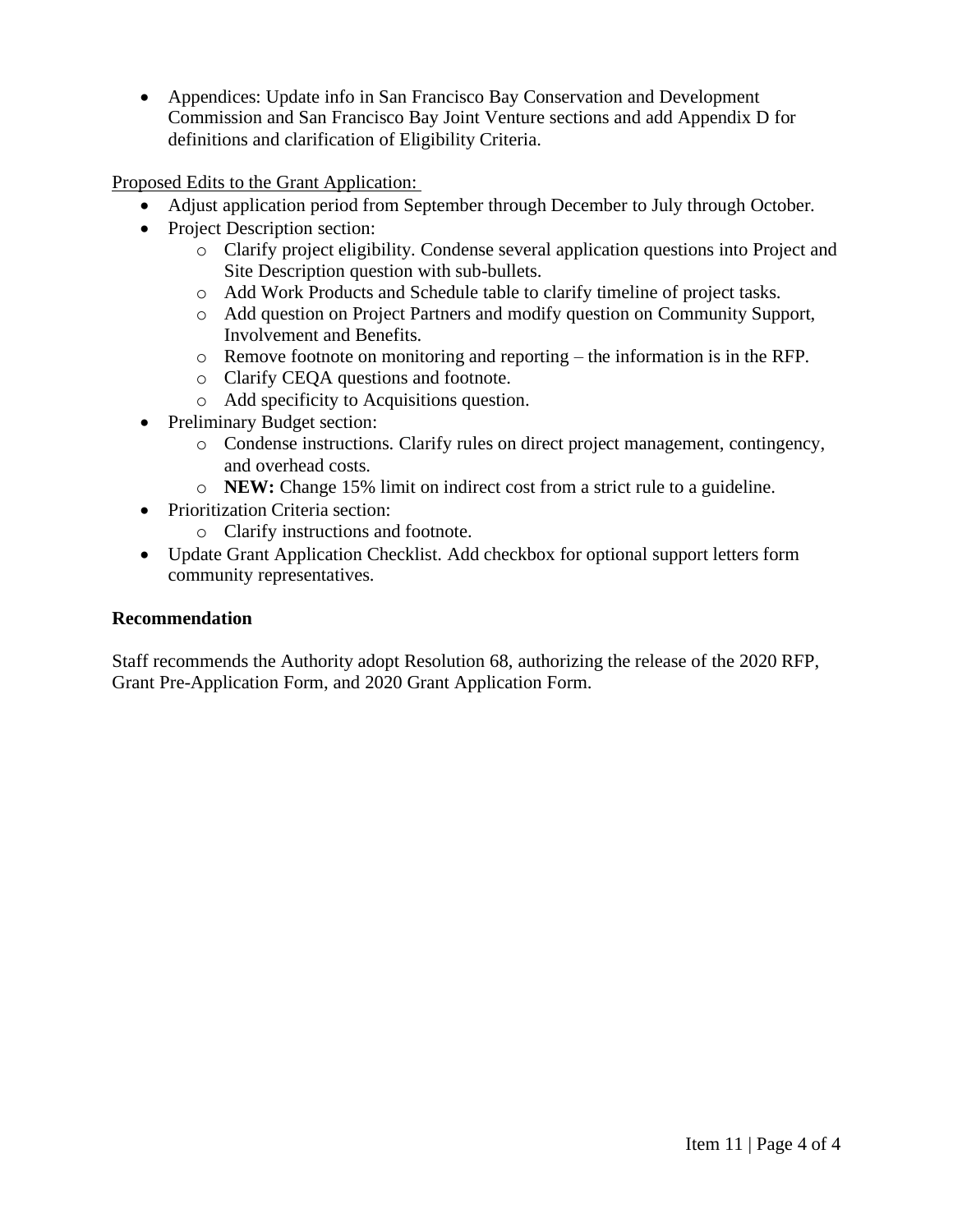- Appendices: Update info in San Francisco Bay Conservation and Development Commission and San Francisco Bay Joint Venture sections and add Appendix D for definitions and clarification of Eligibility Criteria.

<u>Proposed Edits to the Grant Application:</u>

- Adjust application period from September through December to July through October.
- Project Description section:
  - Clarify project eligibility. Condense several application questions into Project and Site Description question with sub-bullets.
  - Add Work Products and Schedule table to clarify timeline of project tasks.
  - Add question on Project Partners and modify question on Community Support, Involvement and Benefits.
  - Remove footnote on monitoring and reporting – the information is in the RFP.
  - Clarify CEQA questions and footnote.
  - Add specificity to Acquisitions question.
- Preliminary Budget section:
  - Condense instructions. Clarify rules on direct project management, contingency, and overhead costs.
  - **NEW:** Change 15% limit on indirect cost from a strict rule to a guideline.
- Prioritization Criteria section:
  - Clarify instructions and footnote.
- Update Grant Application Checklist. Add checkbox for optional support letters form community representatives.

**Recommendation**

Staff recommends the Authority adopt Resolution 68, authorizing the release of the 2020 RFP, Grant Pre-Application Form, and 2020 Grant Application Form.